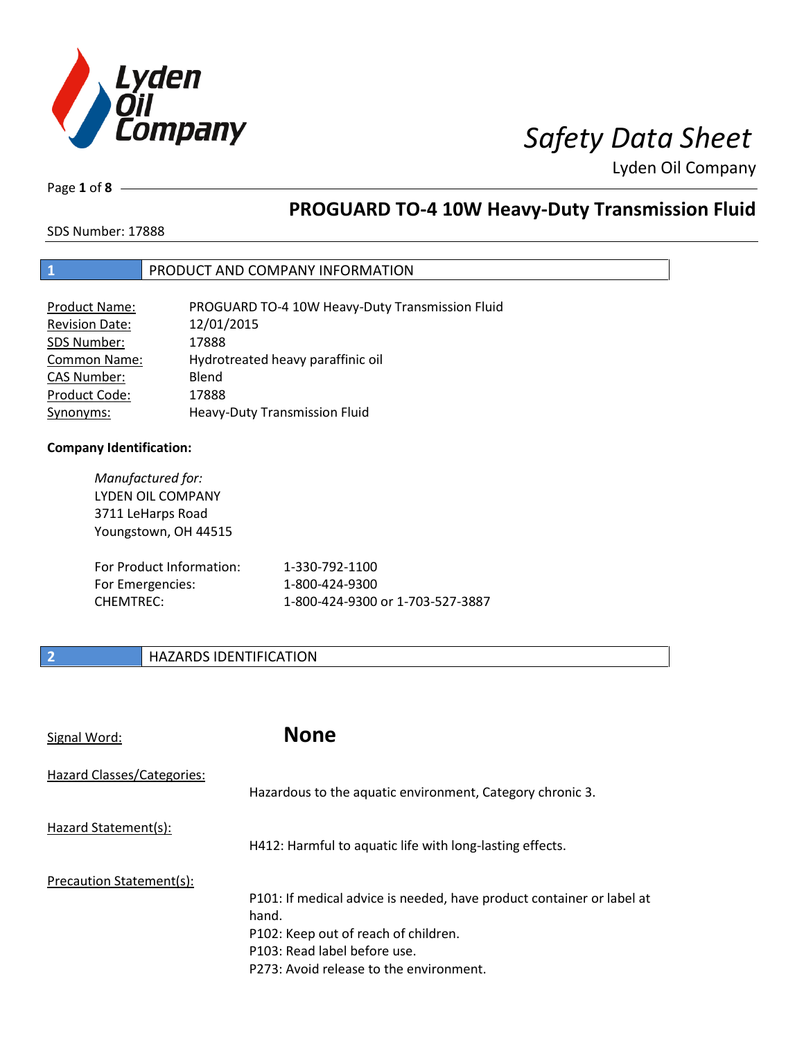# PROGUARD TO-4 10W Heavy-Duty Transmission Fluid

SDS Number: 17888

## 1 PRODUCT AND COMPANY INFORMATION

| | |
|---|---|
| Product Name: | PROGUARD TO-4 10W Heavy-Duty Transmission Fluid |
| Revision Date: | 12/01/2015 |
| SDS Number: | 17888 |
| Common Name: | Hydrotreated heavy paraffinic oil |
| CAS Number: | Blend |
| Product Code: | 17888 |
| Synonyms: | Heavy-Duty Transmission Fluid |

**Company Identification:**

*Manufactured for:*
LYDEN OIL COMPANY
3711 LeHarps Road
Youngstown, OH 44515

| | |
|---|---|
| For Product Information: | 1-330-792-1100 |
| For Emergencies: | 1-800-424-9300 |
| CHEMTREC: | 1-800-424-9300 or 1-703-527-3887 |

## 2 HAZARDS IDENTIFICATION

Signal Word: **None**

Hazard Classes/Categories:
Hazardous to the aquatic environment, Category chronic 3.

Hazard Statement(s):
H412: Harmful to aquatic life with long-lasting effects.

Precaution Statement(s):
P101: If medical advice is needed, have product container or label at hand.
P102: Keep out of reach of children.
P103: Read label before use.
P273: Avoid release to the environment.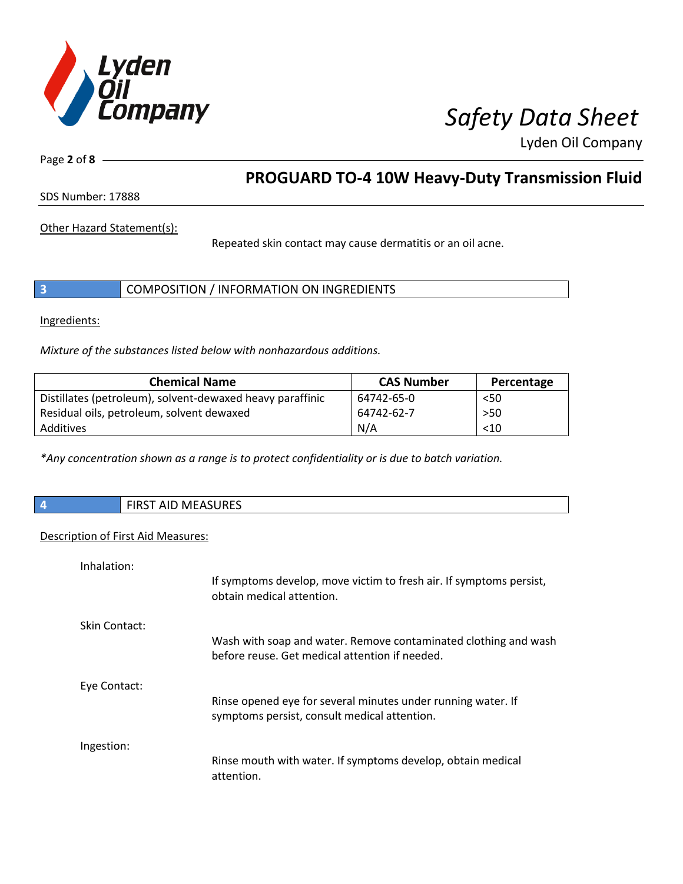Other Hazard Statement(s):

Repeated skin contact may cause dermatitis or an oil acne.

## 3 COMPOSITION / INFORMATION ON INGREDIENTS

Ingredients:

*Mixture of the substances listed below with nonhazardous additions.*

| Chemical Name | CAS Number | Percentage |
|---|---|---|
| Distillates (petroleum), solvent-dewaxed heavy paraffinic | 64742-65-0 | <50 |
| Residual oils, petroleum, solvent dewaxed | 64742-62-7 | >50 |
| Additives | N/A | <10 |

*\*Any concentration shown as a range is to protect confidentiality or is due to batch variation.*

## 4 FIRST AID MEASURES

Description of First Aid Measures:

Inhalation:

If symptoms develop, move victim to fresh air. If symptoms persist, obtain medical attention.

Skin Contact:

Wash with soap and water. Remove contaminated clothing and wash before reuse. Get medical attention if needed.

Eye Contact:

Rinse opened eye for several minutes under running water. If symptoms persist, consult medical attention.

Ingestion:

Rinse mouth with water. If symptoms develop, obtain medical attention.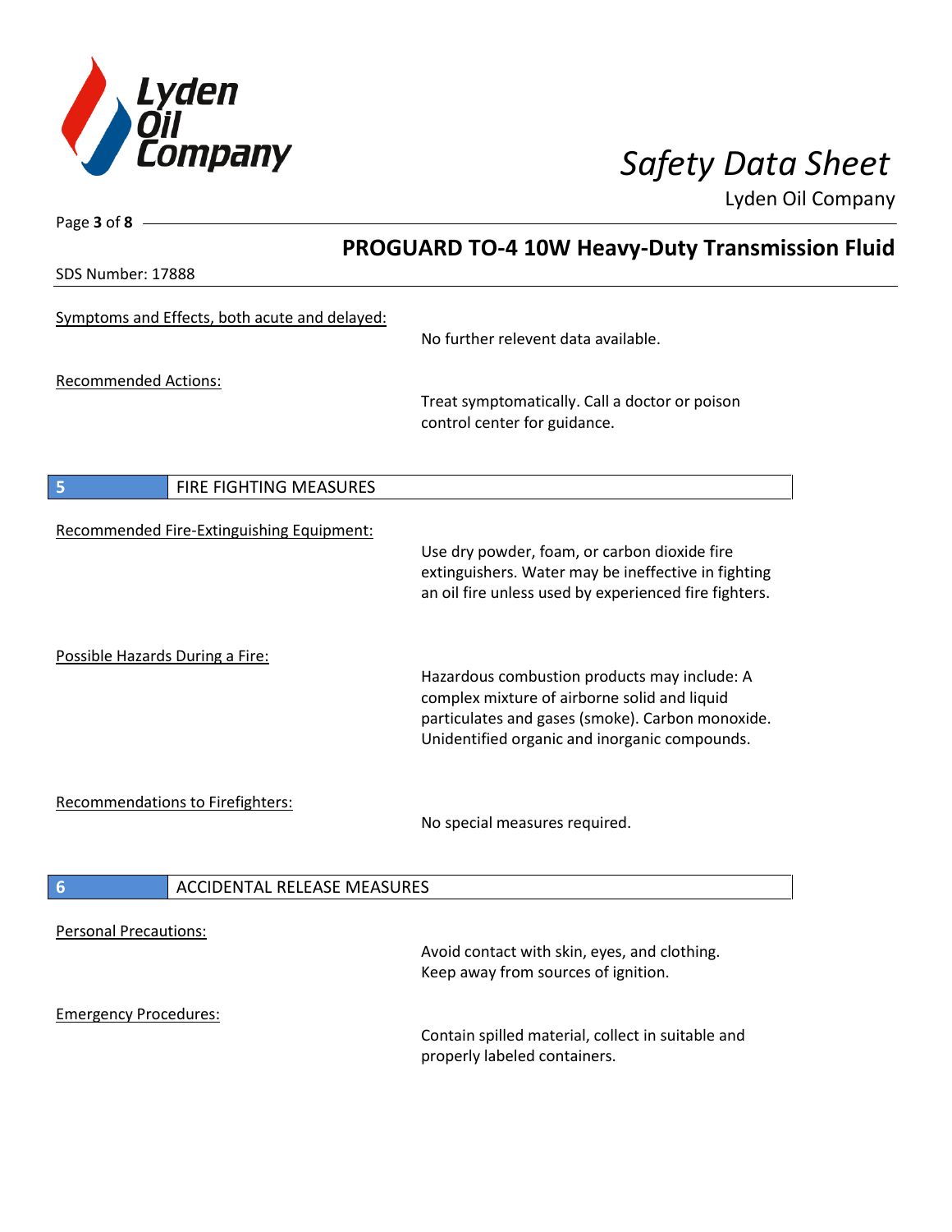Symptoms and Effects, both acute and delayed:

No further relevent data available.

Recommended Actions:

Treat symptomatically. Call a doctor or poison control center for guidance.

## 5 FIRE FIGHTING MEASURES

Recommended Fire-Extinguishing Equipment:

Use dry powder, foam, or carbon dioxide fire extinguishers. Water may be ineffective in fighting an oil fire unless used by experienced fire fighters.

Possible Hazards During a Fire:

Hazardous combustion products may include: A complex mixture of airborne solid and liquid particulates and gases (smoke). Carbon monoxide. Unidentified organic and inorganic compounds.

Recommendations to Firefighters:

No special measures required.

## 6 ACCIDENTAL RELEASE MEASURES

Personal Precautions:

Avoid contact with skin, eyes, and clothing. Keep away from sources of ignition.

Emergency Procedures:

Contain spilled material, collect in suitable and properly labeled containers.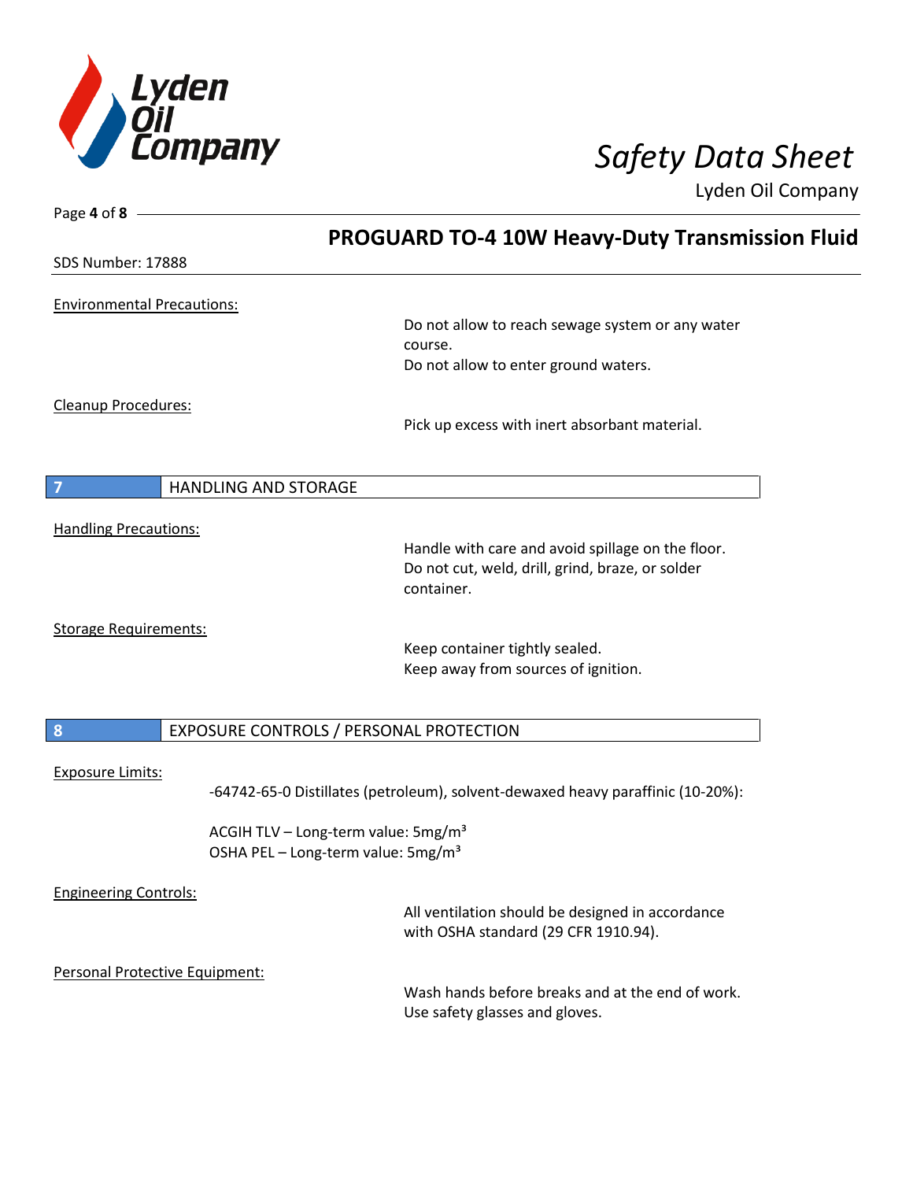Environmental Precautions:

Do not allow to reach sewage system or any water course.
Do not allow to enter ground waters.

Cleanup Procedures:

Pick up excess with inert absorbant material.

## 7 HANDLING AND STORAGE

Handling Precautions:

Handle with care and avoid spillage on the floor.
Do not cut, weld, drill, grind, braze, or solder container.

Storage Requirements:

Keep container tightly sealed.
Keep away from sources of ignition.

## 8 EXPOSURE CONTROLS / PERSONAL PROTECTION

Exposure Limits:

-64742-65-0 Distillates (petroleum), solvent-dewaxed heavy paraffinic (10-20%):

ACGIH TLV – Long-term value: 5mg/m³
OSHA PEL – Long-term value: 5mg/m³

Engineering Controls:

All ventilation should be designed in accordance with OSHA standard (29 CFR 1910.94).

Personal Protective Equipment:

Wash hands before breaks and at the end of work.
Use safety glasses and gloves.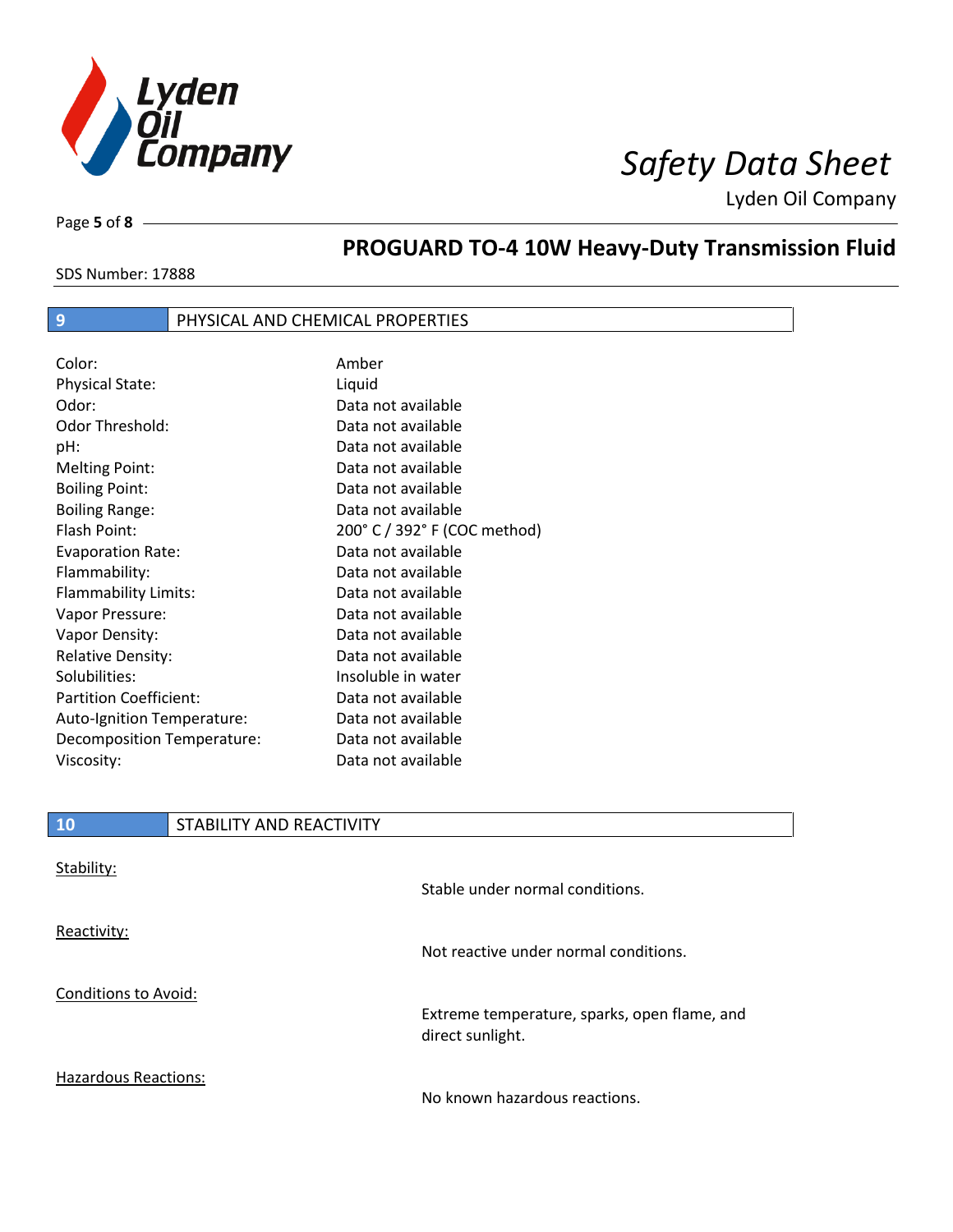## 9 PHYSICAL AND CHEMICAL PROPERTIES

| Property | Value |
|---|---|
| Color: | Amber |
| Physical State: | Liquid |
| Odor: | Data not available |
| Odor Threshold: | Data not available |
| pH: | Data not available |
| Melting Point: | Data not available |
| Boiling Point: | Data not available |
| Boiling Range: | Data not available |
| Flash Point: | 200° C / 392° F (COC method) |
| Evaporation Rate: | Data not available |
| Flammability: | Data not available |
| Flammability Limits: | Data not available |
| Vapor Pressure: | Data not available |
| Vapor Density: | Data not available |
| Relative Density: | Data not available |
| Solubilities: | Insoluble in water |
| Partition Coefficient: | Data not available |
| Auto-Ignition Temperature: | Data not available |
| Decomposition Temperature: | Data not available |
| Viscosity: | Data not available |

## 10 STABILITY AND REACTIVITY

Stability:

Stable under normal conditions.

Reactivity:

Not reactive under normal conditions.

Conditions to Avoid:

Extreme temperature, sparks, open flame, and direct sunlight.

Hazardous Reactions:

No known hazardous reactions.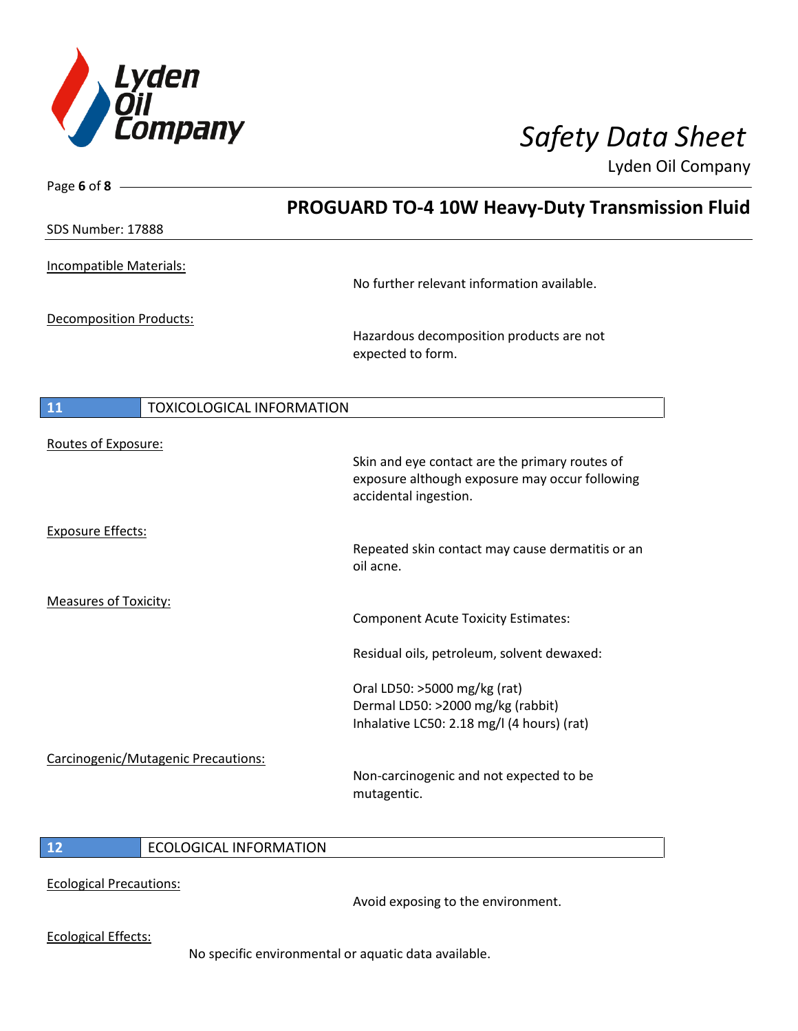Incompatible Materials:

No further relevant information available.

Decomposition Products:

Hazardous decomposition products are not expected to form.

## 11 TOXICOLOGICAL INFORMATION

Routes of Exposure:

Skin and eye contact are the primary routes of exposure although exposure may occur following accidental ingestion.

Exposure Effects:

Repeated skin contact may cause dermatitis or an oil acne.

Measures of Toxicity:

Component Acute Toxicity Estimates:

Residual oils, petroleum, solvent dewaxed:

Oral LD50: >5000 mg/kg (rat)
Dermal LD50: >2000 mg/kg (rabbit)
Inhalative LC50: 2.18 mg/l (4 hours) (rat)

Carcinogenic/Mutagenic Precautions:

Non-carcinogenic and not expected to be mutagentic.

## 12 ECOLOGICAL INFORMATION

Ecological Precautions:

Avoid exposing to the environment.

Ecological Effects:

No specific environmental or aquatic data available.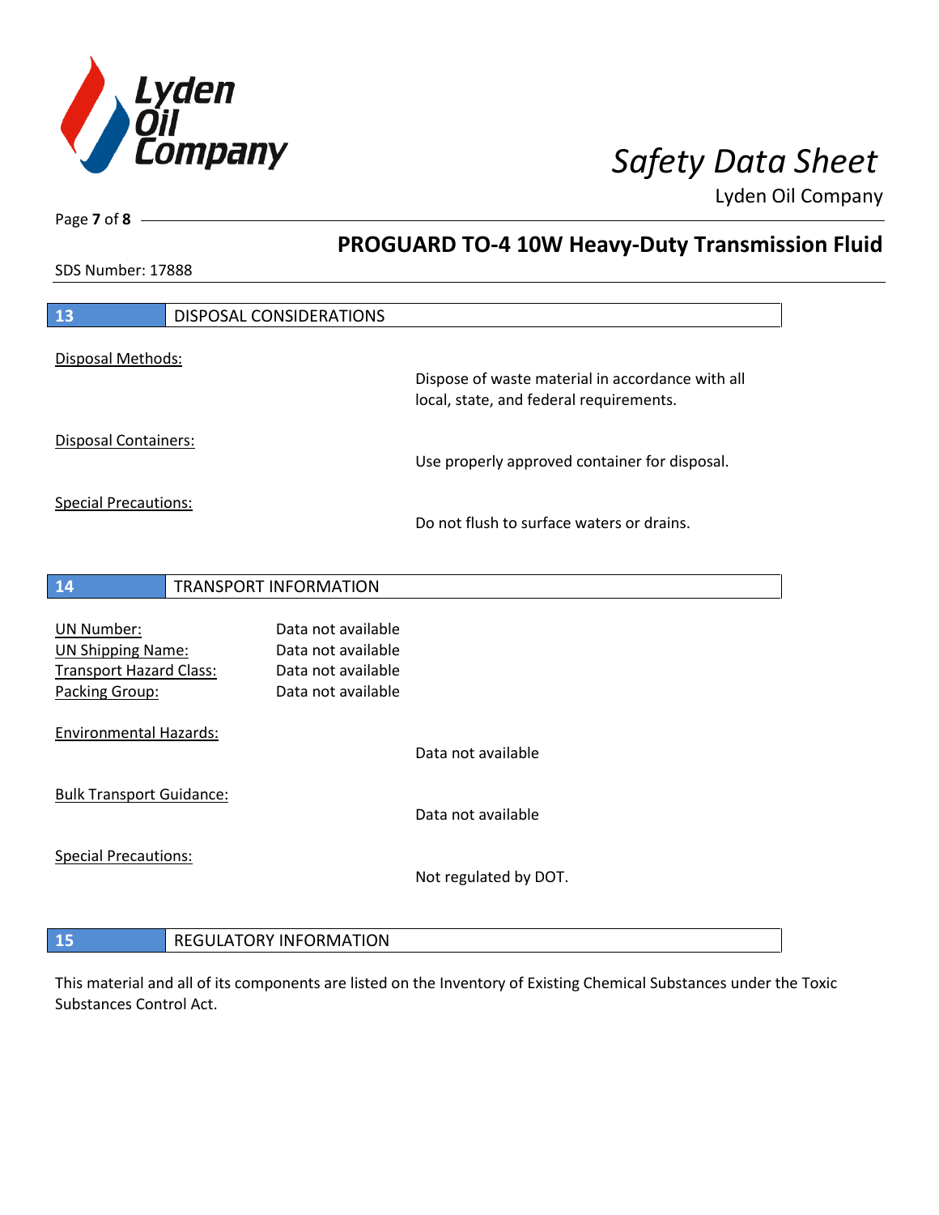## 13 DISPOSAL CONSIDERATIONS

Disposal Methods:

Dispose of waste material in accordance with all local, state, and federal requirements.

Disposal Containers:

Use properly approved container for disposal.

Special Precautions:

Do not flush to surface waters or drains.

## 14 TRANSPORT INFORMATION

| | |
|---|---|
| UN Number: | Data not available |
| UN Shipping Name: | Data not available |
| Transport Hazard Class: | Data not available |
| Packing Group: | Data not available |

Environmental Hazards:

Data not available

Bulk Transport Guidance:

Data not available

Special Precautions:

Not regulated by DOT.

## 15 REGULATORY INFORMATION

This material and all of its components are listed on the Inventory of Existing Chemical Substances under the Toxic Substances Control Act.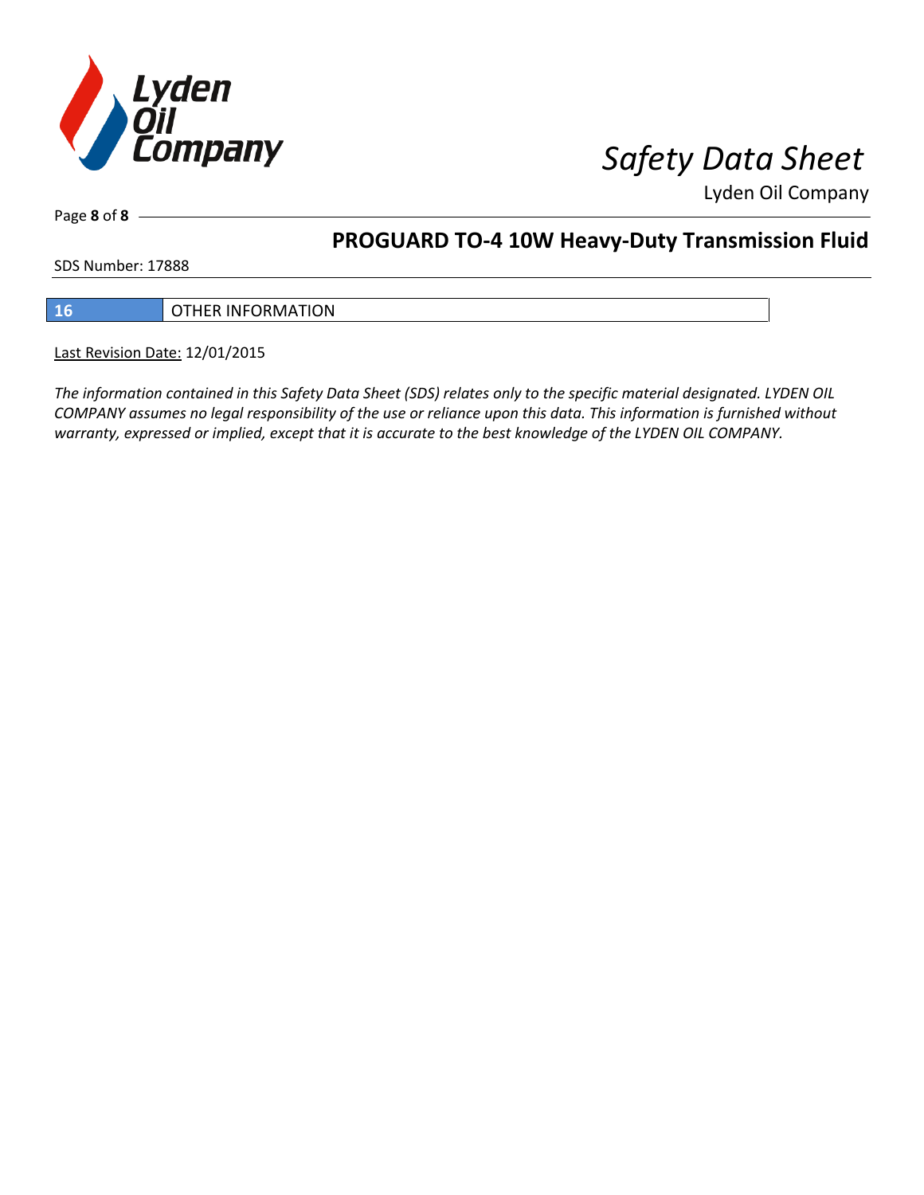## 16 OTHER INFORMATION

Last Revision Date: 12/01/2015

*The information contained in this Safety Data Sheet (SDS) relates only to the specific material designated. LYDEN OIL COMPANY assumes no legal responsibility of the use or reliance upon this data. This information is furnished without warranty, expressed or implied, except that it is accurate to the best knowledge of the LYDEN OIL COMPANY.*